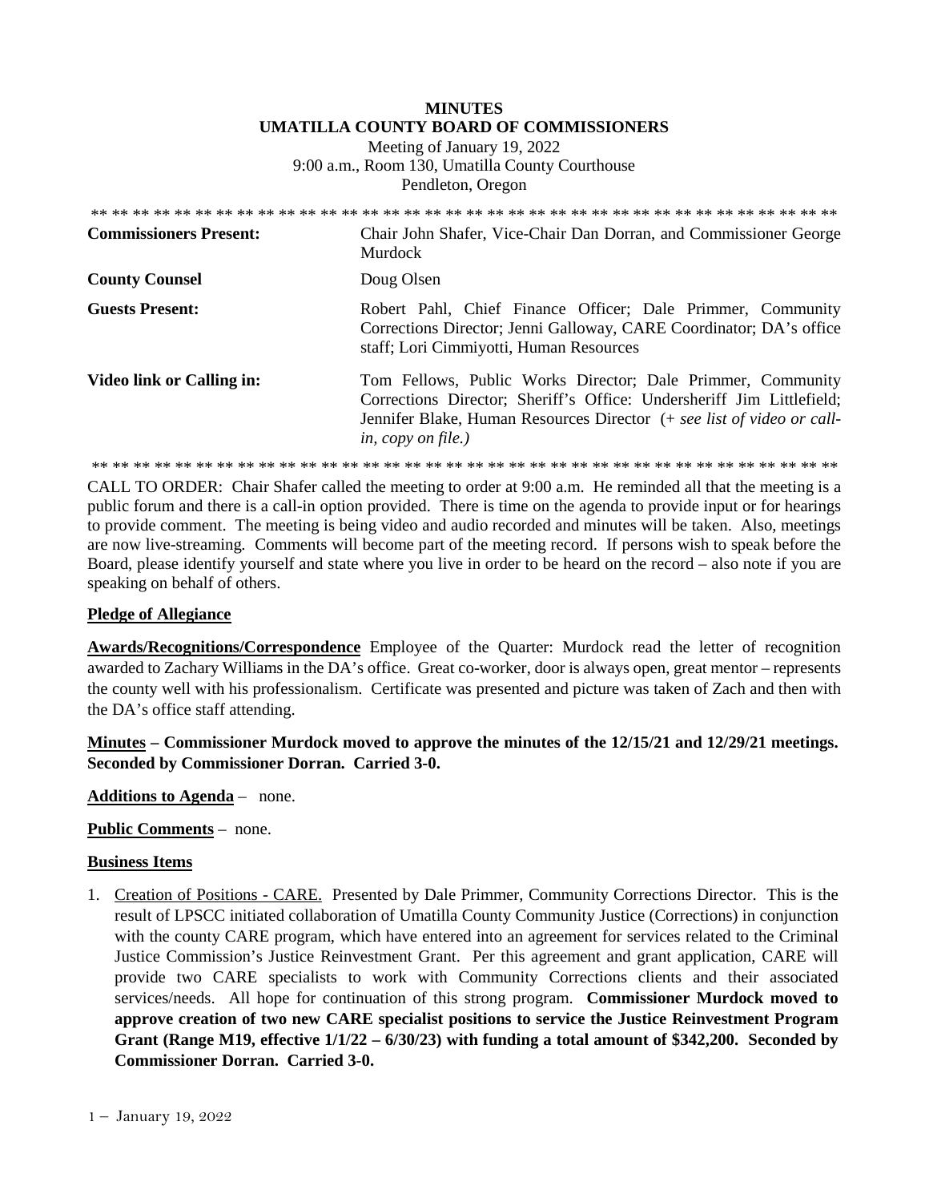**MINUTES**
**UMATILLA COUNTY BOARD OF COMMISSIONERS**

Meeting of January 19, 2022
9:00 a.m., Room 130, Umatilla County Courthouse
Pendleton, Oregon

** ** ** ** ** ** ** ** ** ** ** ** ** ** ** ** ** ** ** ** ** ** ** ** ** ** ** ** ** ** ** ** ** ** ** ** ** ** ** **

| | |
|---|---|
| **Commissioners Present:** | Chair John Shafer, Vice-Chair Dan Dorran, and Commissioner George Murdock |
| **County Counsel** | Doug Olsen |
| **Guests Present:** | Robert Pahl, Chief Finance Officer; Dale Primmer, Community Corrections Director; Jenni Galloway, CARE Coordinator; DA's office staff; Lori Cimmiyotti, Human Resources |
| **Video link or Calling in:** | Tom Fellows, Public Works Director; Dale Primmer, Community Corrections Director; Sheriff's Office: Undersheriff Jim Littlefield; Jennifer Blake, Human Resources Director (+ *see list of video or call-in, copy on file.)* |

** ** ** ** ** ** ** ** ** ** ** ** ** ** ** ** ** ** ** ** ** ** ** ** ** ** ** ** ** ** ** ** ** ** ** ** ** ** ** **

CALL TO ORDER: Chair Shafer called the meeting to order at 9:00 a.m. He reminded all that the meeting is a public forum and there is a call-in option provided. There is time on the agenda to provide input or for hearings to provide comment. The meeting is being video and audio recorded and minutes will be taken. Also, meetings are now live-streaming. Comments will become part of the meeting record. If persons wish to speak before the Board, please identify yourself and state where you live in order to be heard on the record – also note if you are speaking on behalf of others.

**Pledge of Allegiance**

**Awards/Recognitions/Correspondence** Employee of the Quarter: Murdock read the letter of recognition awarded to Zachary Williams in the DA's office. Great co-worker, door is always open, great mentor – represents the county well with his professionalism. Certificate was presented and picture was taken of Zach and then with the DA's office staff attending.

**Minutes – Commissioner Murdock moved to approve the minutes of the 12/15/21 and 12/29/21 meetings. Seconded by Commissioner Dorran. Carried 3-0.**

**Additions to Agenda** – none.

**Public Comments** – none.

**Business Items**

1. Creation of Positions - CARE. Presented by Dale Primmer, Community Corrections Director. This is the result of LPSCC initiated collaboration of Umatilla County Community Justice (Corrections) in conjunction with the county CARE program, which have entered into an agreement for services related to the Criminal Justice Commission's Justice Reinvestment Grant. Per this agreement and grant application, CARE will provide two CARE specialists to work with Community Corrections clients and their associated services/needs. All hope for continuation of this strong program. **Commissioner Murdock moved to approve creation of two new CARE specialist positions to service the Justice Reinvestment Program Grant (Range M19, effective 1/1/22 – 6/30/23) with funding a total amount of $342,200. Seconded by Commissioner Dorran. Carried 3-0.**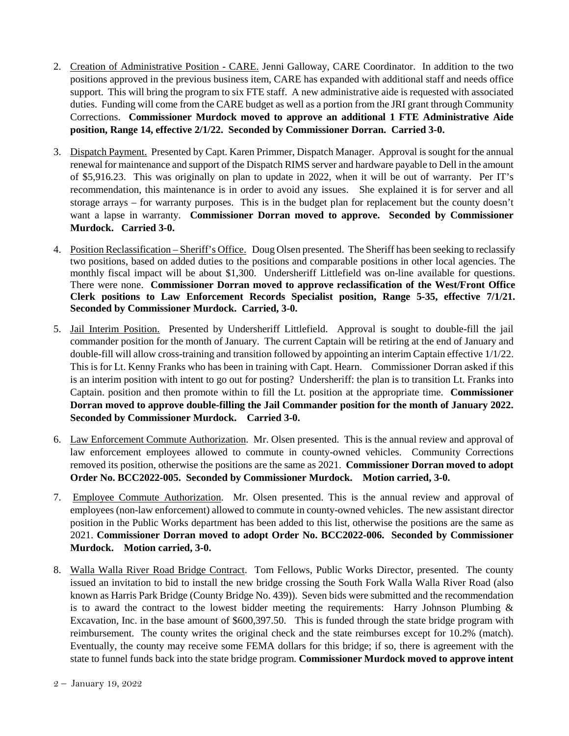2. <u>Creation of Administrative Position - CARE.</u> Jenni Galloway, CARE Coordinator. In addition to the two positions approved in the previous business item, CARE has expanded with additional staff and needs office support. This will bring the program to six FTE staff. A new administrative aide is requested with associated duties. Funding will come from the CARE budget as well as a portion from the JRI grant through Community Corrections. **Commissioner Murdock moved to approve an additional 1 FTE Administrative Aide position, Range 14, effective 2/1/22. Seconded by Commissioner Dorran. Carried 3-0.**

3. <u>Dispatch Payment.</u> Presented by Capt. Karen Primmer, Dispatch Manager. Approval is sought for the annual renewal for maintenance and support of the Dispatch RIMS server and hardware payable to Dell in the amount of $5,916.23. This was originally on plan to update in 2022, when it will be out of warranty. Per IT's recommendation, this maintenance is in order to avoid any issues. She explained it is for server and all storage arrays – for warranty purposes. This is in the budget plan for replacement but the county doesn't want a lapse in warranty. **Commissioner Dorran moved to approve. Seconded by Commissioner Murdock. Carried 3-0.**

4. <u>Position Reclassification – Sheriff's Office.</u> Doug Olsen presented. The Sheriff has been seeking to reclassify two positions, based on added duties to the positions and comparable positions in other local agencies. The monthly fiscal impact will be about $1,300. Undersheriff Littlefield was on-line available for questions. There were none. **Commissioner Dorran moved to approve reclassification of the West/Front Office Clerk positions to Law Enforcement Records Specialist position, Range 5-35, effective 7/1/21. Seconded by Commissioner Murdock. Carried, 3-0.**

5. <u>Jail Interim Position.</u> Presented by Undersheriff Littlefield. Approval is sought to double-fill the jail commander position for the month of January. The current Captain will be retiring at the end of January and double-fill will allow cross-training and transition followed by appointing an interim Captain effective 1/1/22. This is for Lt. Kenny Franks who has been in training with Capt. Hearn. Commissioner Dorran asked if this is an interim position with intent to go out for posting? Undersheriff: the plan is to transition Lt. Franks into Captain. position and then promote within to fill the Lt. position at the appropriate time. **Commissioner Dorran moved to approve double-filling the Jail Commander position for the month of January 2022. Seconded by Commissioner Murdock. Carried 3-0.**

6. <u>Law Enforcement Commute Authorization</u>. Mr. Olsen presented. This is the annual review and approval of law enforcement employees allowed to commute in county-owned vehicles. Community Corrections removed its position, otherwise the positions are the same as 2021. **Commissioner Dorran moved to adopt Order No. BCC2022-005. Seconded by Commissioner Murdock. Motion carried, 3-0.**

7. <u>Employee Commute Authorization</u>. Mr. Olsen presented. This is the annual review and approval of employees (non-law enforcement) allowed to commute in county-owned vehicles. The new assistant director position in the Public Works department has been added to this list, otherwise the positions are the same as 2021. **Commissioner Dorran moved to adopt Order No. BCC2022-006. Seconded by Commissioner Murdock. Motion carried, 3-0.**

8. <u>Walla Walla River Road Bridge Contract</u>. Tom Fellows, Public Works Director, presented. The county issued an invitation to bid to install the new bridge crossing the South Fork Walla Walla River Road (also known as Harris Park Bridge (County Bridge No. 439)). Seven bids were submitted and the recommendation is to award the contract to the lowest bidder meeting the requirements: Harry Johnson Plumbing & Excavation, Inc. in the base amount of $600,397.50. This is funded through the state bridge program with reimbursement. The county writes the original check and the state reimburses except for 10.2% (match). Eventually, the county may receive some FEMA dollars for this bridge; if so, there is agreement with the state to funnel funds back into the state bridge program. **Commissioner Murdock moved to approve intent**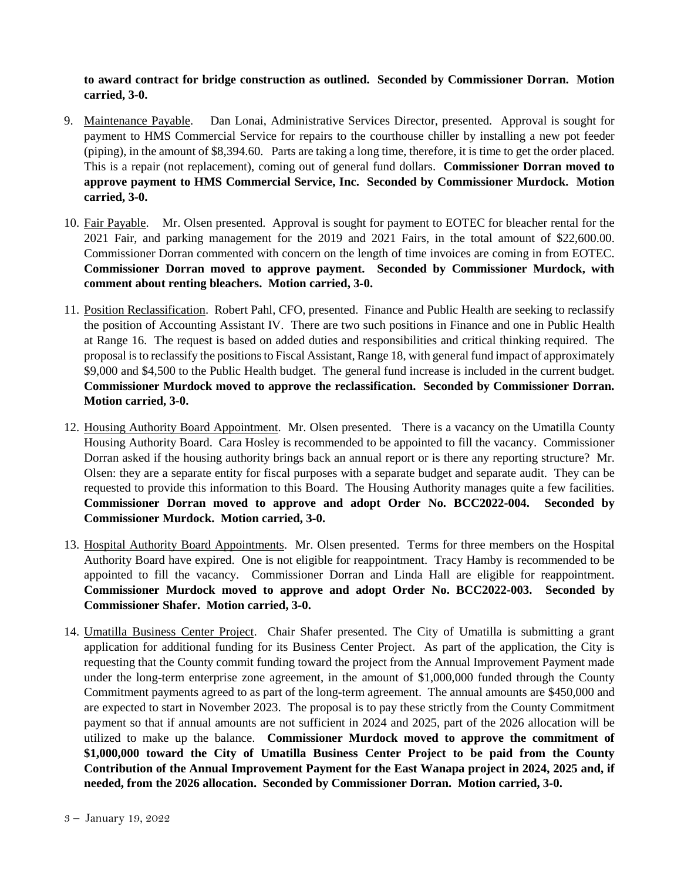**to award contract for bridge construction as outlined. Seconded by Commissioner Dorran. Motion carried, 3-0.**

9. Maintenance Payable. Dan Lonai, Administrative Services Director, presented. Approval is sought for payment to HMS Commercial Service for repairs to the courthouse chiller by installing a new pot feeder (piping), in the amount of $8,394.60. Parts are taking a long time, therefore, it is time to get the order placed. This is a repair (not replacement), coming out of general fund dollars. **Commissioner Dorran moved to approve payment to HMS Commercial Service, Inc. Seconded by Commissioner Murdock. Motion carried, 3-0.**

10. Fair Payable. Mr. Olsen presented. Approval is sought for payment to EOTEC for bleacher rental for the 2021 Fair, and parking management for the 2019 and 2021 Fairs, in the total amount of $22,600.00. Commissioner Dorran commented with concern on the length of time invoices are coming in from EOTEC. **Commissioner Dorran moved to approve payment. Seconded by Commissioner Murdock, with comment about renting bleachers. Motion carried, 3-0.**

11. Position Reclassification. Robert Pahl, CFO, presented. Finance and Public Health are seeking to reclassify the position of Accounting Assistant IV. There are two such positions in Finance and one in Public Health at Range 16. The request is based on added duties and responsibilities and critical thinking required. The proposal is to reclassify the positions to Fiscal Assistant, Range 18, with general fund impact of approximately $9,000 and $4,500 to the Public Health budget. The general fund increase is included in the current budget. **Commissioner Murdock moved to approve the reclassification. Seconded by Commissioner Dorran. Motion carried, 3-0.**

12. Housing Authority Board Appointment. Mr. Olsen presented. There is a vacancy on the Umatilla County Housing Authority Board. Cara Hosley is recommended to be appointed to fill the vacancy. Commissioner Dorran asked if the housing authority brings back an annual report or is there any reporting structure? Mr. Olsen: they are a separate entity for fiscal purposes with a separate budget and separate audit. They can be requested to provide this information to this Board. The Housing Authority manages quite a few facilities. **Commissioner Dorran moved to approve and adopt Order No. BCC2022-004. Seconded by Commissioner Murdock. Motion carried, 3-0.**

13. Hospital Authority Board Appointments. Mr. Olsen presented. Terms for three members on the Hospital Authority Board have expired. One is not eligible for reappointment. Tracy Hamby is recommended to be appointed to fill the vacancy. Commissioner Dorran and Linda Hall are eligible for reappointment. **Commissioner Murdock moved to approve and adopt Order No. BCC2022-003. Seconded by Commissioner Shafer. Motion carried, 3-0.**

14. Umatilla Business Center Project. Chair Shafer presented. The City of Umatilla is submitting a grant application for additional funding for its Business Center Project. As part of the application, the City is requesting that the County commit funding toward the project from the Annual Improvement Payment made under the long-term enterprise zone agreement, in the amount of $1,000,000 funded through the County Commitment payments agreed to as part of the long-term agreement. The annual amounts are $450,000 and are expected to start in November 2023. The proposal is to pay these strictly from the County Commitment payment so that if annual amounts are not sufficient in 2024 and 2025, part of the 2026 allocation will be utilized to make up the balance. **Commissioner Murdock moved to approve the commitment of $1,000,000 toward the City of Umatilla Business Center Project to be paid from the County Contribution of the Annual Improvement Payment for the East Wanapa project in 2024, 2025 and, if needed, from the 2026 allocation. Seconded by Commissioner Dorran. Motion carried, 3-0.**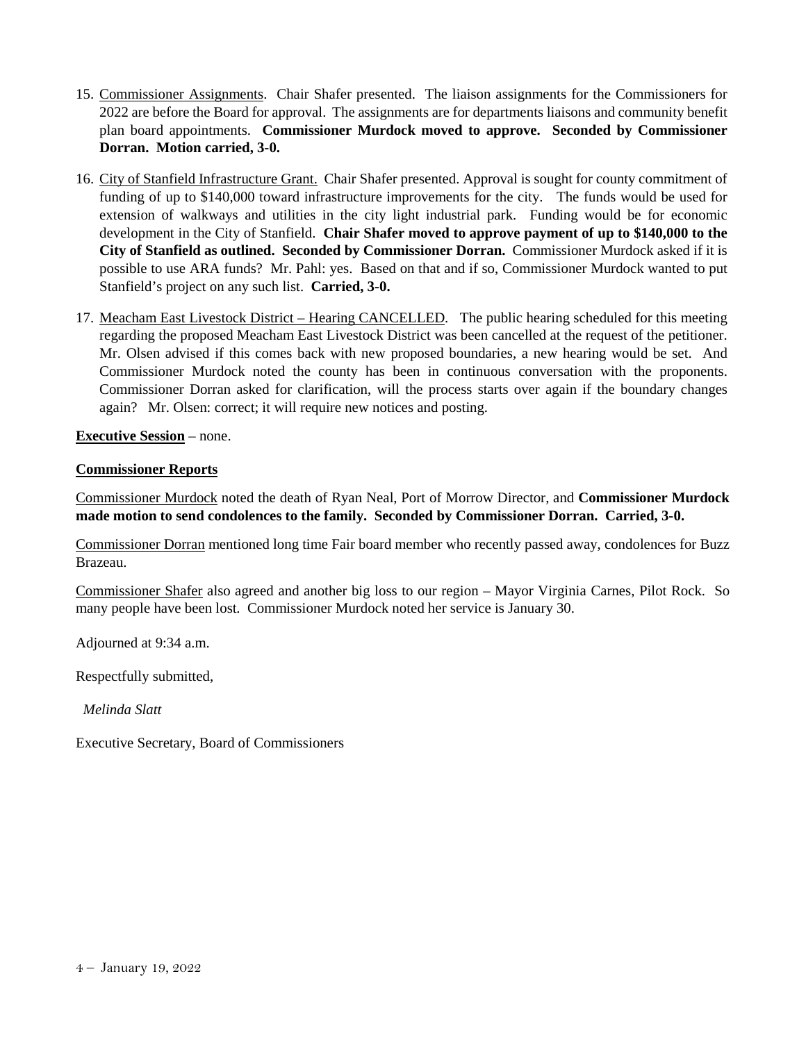15. Commissioner Assignments. Chair Shafer presented. The liaison assignments for the Commissioners for 2022 are before the Board for approval. The assignments are for departments liaisons and community benefit plan board appointments. **Commissioner Murdock moved to approve. Seconded by Commissioner Dorran. Motion carried, 3-0.**

16. City of Stanfield Infrastructure Grant. Chair Shafer presented. Approval is sought for county commitment of funding of up to $140,000 toward infrastructure improvements for the city. The funds would be used for extension of walkways and utilities in the city light industrial park. Funding would be for economic development in the City of Stanfield. **Chair Shafer moved to approve payment of up to $140,000 to the City of Stanfield as outlined. Seconded by Commissioner Dorran.** Commissioner Murdock asked if it is possible to use ARA funds? Mr. Pahl: yes. Based on that and if so, Commissioner Murdock wanted to put Stanfield's project on any such list. **Carried, 3-0.**

17. Meacham East Livestock District – Hearing CANCELLED. The public hearing scheduled for this meeting regarding the proposed Meacham East Livestock District was been cancelled at the request of the petitioner. Mr. Olsen advised if this comes back with new proposed boundaries, a new hearing would be set. And Commissioner Murdock noted the county has been in continuous conversation with the proponents. Commissioner Dorran asked for clarification, will the process starts over again if the boundary changes again? Mr. Olsen: correct; it will require new notices and posting.

**Executive Session** – none.

**Commissioner Reports**

Commissioner Murdock noted the death of Ryan Neal, Port of Morrow Director, and **Commissioner Murdock made motion to send condolences to the family. Seconded by Commissioner Dorran. Carried, 3-0.**

Commissioner Dorran mentioned long time Fair board member who recently passed away, condolences for Buzz Brazeau.

Commissioner Shafer also agreed and another big loss to our region – Mayor Virginia Carnes, Pilot Rock. So many people have been lost. Commissioner Murdock noted her service is January 30.

Adjourned at 9:34 a.m.

Respectfully submitted,

*Melinda Slatt*

Executive Secretary, Board of Commissioners